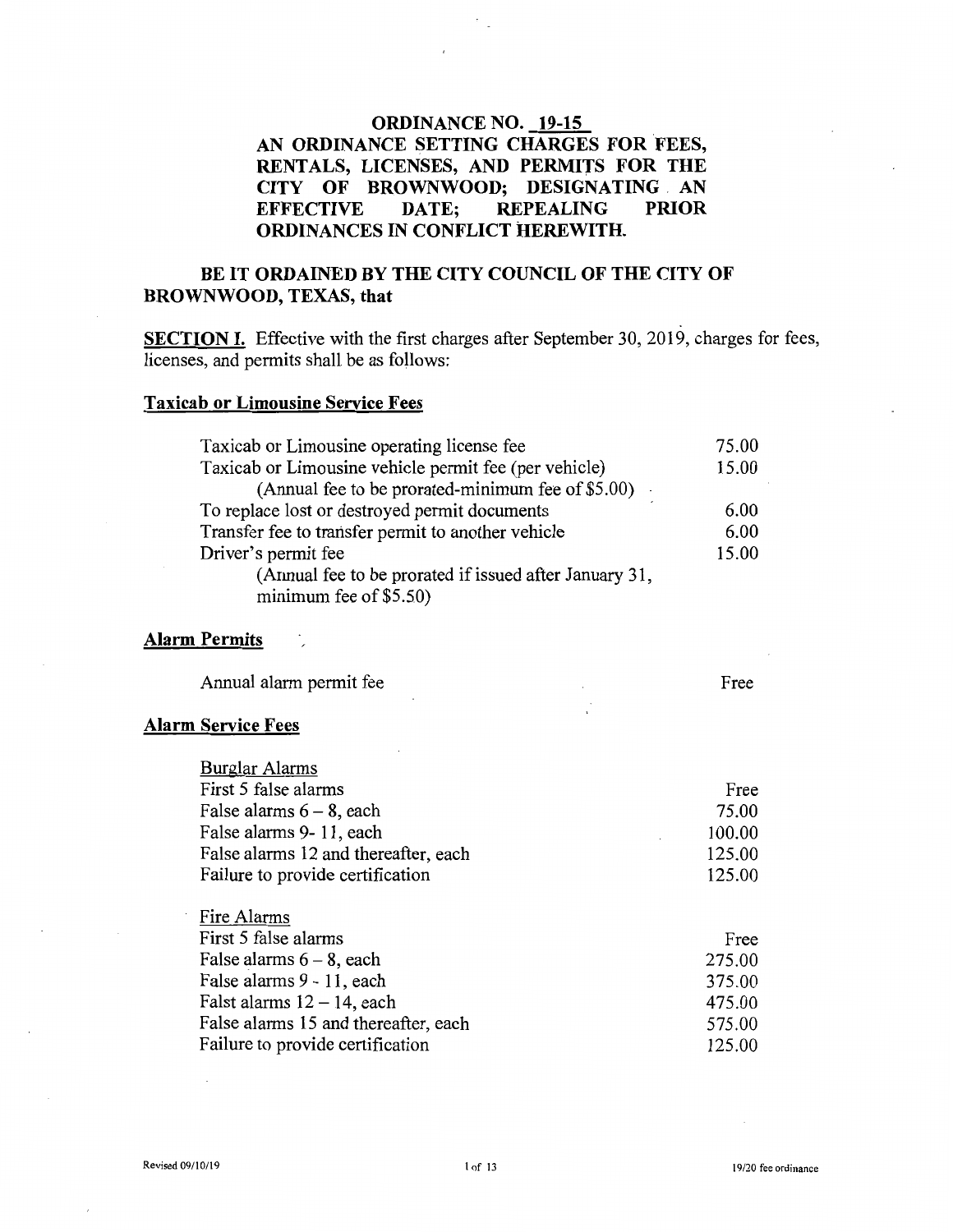# ORDINANCE NO. 19-15

## AN ORDINANCE SETTING CHARGES FOR FEES, RENTALS, LICENSES, AND PERMITS FOR THE CITY OF BROWNWOOD; DESIGNATING AN EFFECTIVE DATE; REPEALING PRIOR ORDINANCES IN CONFLICT HEREWITH.

**BE IT ORDAINED BY THE CITY COUNCIL OF THE CITY OF BROWNWOOD, TEXAS, that**

**SECTION I.** Effective with the first charges after September 30, 2019, charges for fees, licenses, and permits shall be as follows:

### Taxicab or Limousine Service Fees

| | |
|---|---|
| Taxicab or Limousine operating license fee | 75.00 |
| Taxicab or Limousine vehicle permit fee (per vehicle) | 15.00 |
| (Annual fee to be prorated-minimum fee of $5.00) | |
| To replace lost or destroyed permit documents | 6.00 |
| Transfer fee to transfer permit to another vehicle | 6.00 |
| Driver's permit fee | 15.00 |
| (Annual fee to be prorated if issued after January 31, minimum fee of $5.50) | |

### Alarm Permits

| | |
|---|---|
| Annual alarm permit fee | Free |

### Alarm Service Fees

| | |
|---|---|
| Burglar Alarms | |
| First 5 false alarms | Free |
| False alarms 6 – 8, each | 75.00 |
| False alarms 9- 11, each | 100.00 |
| False alarms 12 and thereafter, each | 125.00 |
| Failure to provide certification | 125.00 |
| | |
| Fire Alarms | |
| First 5 false alarms | Free |
| False alarms 6 – 8, each | 275.00 |
| False alarms 9 - 11, each | 375.00 |
| Falst alarms 12 – 14, each | 475.00 |
| False alarms 15 and thereafter, each | 575.00 |
| Failure to provide certification | 125.00 |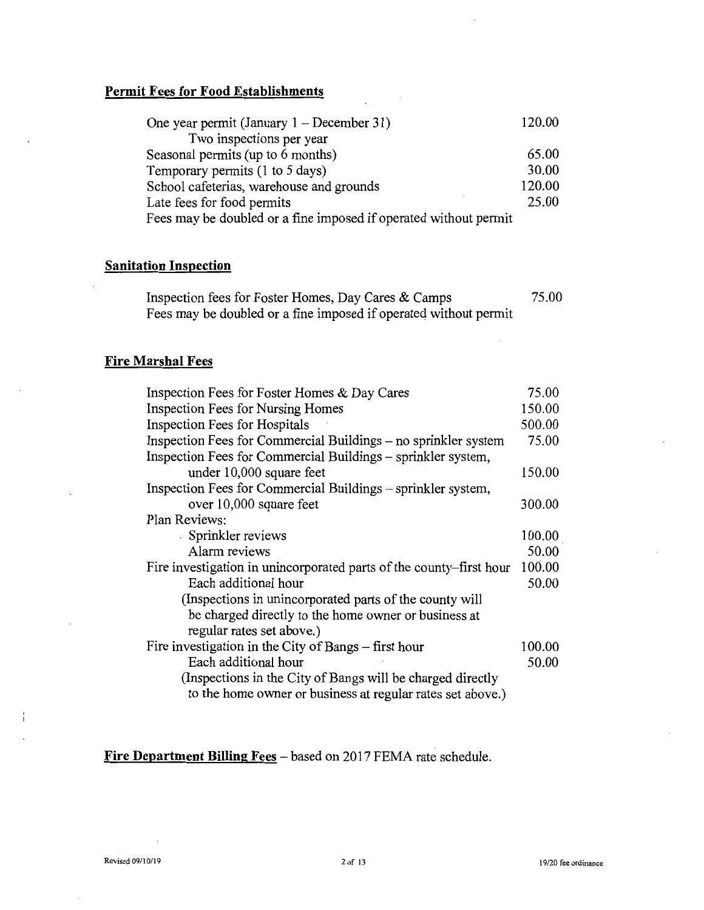## Permit Fees for Food Establishments

| | |
|---|---|
| One year permit (January 1 – December 31) | 120.00 |
| Two inspections per year | |
| Seasonal permits (up to 6 months) | 65.00 |
| Temporary permits (1 to 5 days) | 30.00 |
| School cafeterias, warehouse and grounds | 120.00 |
| Late fees for food permits | 25.00 |

Fees may be doubled or a fine imposed if operated without permit

## Sanitation Inspection

| | |
|---|---|
| Inspection fees for Foster Homes, Day Cares & Camps | 75.00 |

Fees may be doubled or a fine imposed if operated without permit

## Fire Marshal Fees

| | |
|---|---|
| Inspection Fees for Foster Homes & Day Cares | 75.00 |
| Inspection Fees for Nursing Homes | 150.00 |
| Inspection Fees for Hospitals | 500.00 |
| Inspection Fees for Commercial Buildings – no sprinkler system | 75.00 |
| Inspection Fees for Commercial Buildings – sprinkler system, under 10,000 square feet | 150.00 |
| Inspection Fees for Commercial Buildings – sprinkler system, over 10,000 square feet | 300.00 |
| Plan Reviews: | |
| Sprinkler reviews | 100.00 |
| Alarm reviews | 50.00 |
| Fire investigation in unincorporated parts of the county–first hour | 100.00 |
| Each additional hour | 50.00 |
| (Inspections in unincorporated parts of the county will be charged directly to the home owner or business at regular rates set above.) | |
| Fire investigation in the City of Bangs – first hour | 100.00 |
| Each additional hour | 50.00 |
| (Inspections in the City of Bangs will be charged directly to the home owner or business at regular rates set above.) | |

**Fire Department Billing Fees** – based on 2017 FEMA rate schedule.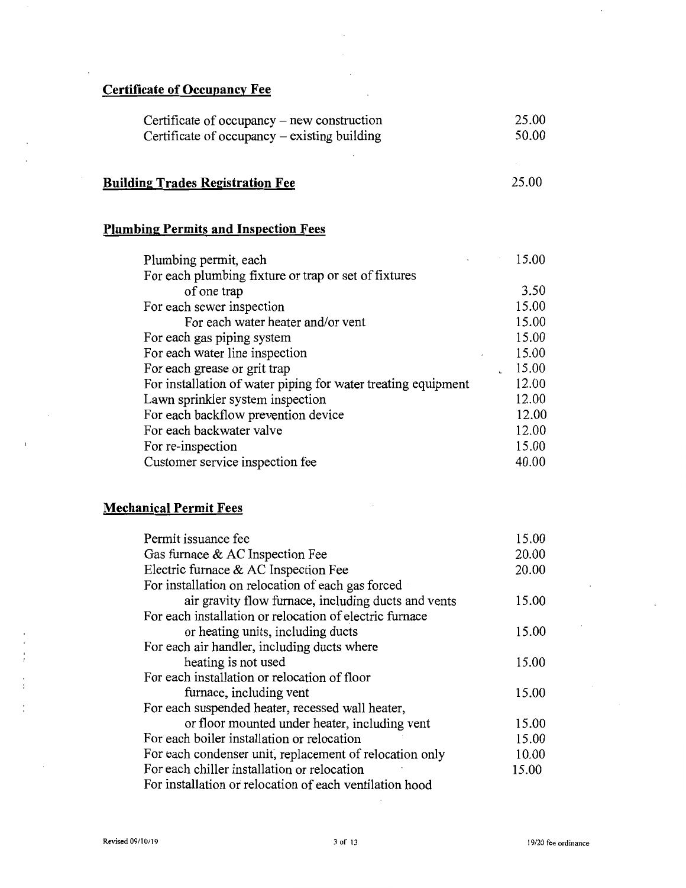## Certificate of Occupancy Fee

| | |
|---|---|
| Certificate of occupancy – new construction | 25.00 |
| Certificate of occupancy – existing building | 50.00 |

## Building Trades Registration Fee 25.00

## Plumbing Permits and Inspection Fees

| | |
|---|---|
| Plumbing permit, each | 15.00 |
| For each plumbing fixture or trap or set of fixtures of one trap | 3.50 |
| For each sewer inspection | 15.00 |
| For each water heater and/or vent | 15.00 |
| For each gas piping system | 15.00 |
| For each water line inspection | 15.00 |
| For each grease or grit trap | 15.00 |
| For installation of water piping for water treating equipment | 12.00 |
| Lawn sprinkler system inspection | 12.00 |
| For each backflow prevention device | 12.00 |
| For each backwater valve | 12.00 |
| For re-inspection | 15.00 |
| Customer service inspection fee | 40.00 |

## Mechanical Permit Fees

| | |
|---|---|
| Permit issuance fee | 15.00 |
| Gas furnace & AC Inspection Fee | 20.00 |
| Electric furnace & AC Inspection Fee | 20.00 |
| For installation on relocation of each gas forced air gravity flow furnace, including ducts and vents | 15.00 |
| For each installation or relocation of electric furnace or heating units, including ducts | 15.00 |
| For each air handler, including ducts where heating is not used | 15.00 |
| For each installation or relocation of floor furnace, including vent | 15.00 |
| For each suspended heater, recessed wall heater, or floor mounted under heater, including vent | 15.00 |
| For each boiler installation or relocation | 15.00 |
| For each condenser unit, replacement of relocation only | 10.00 |
| For each chiller installation or relocation | 15.00 |
| For installation or relocation of each ventilation hood | |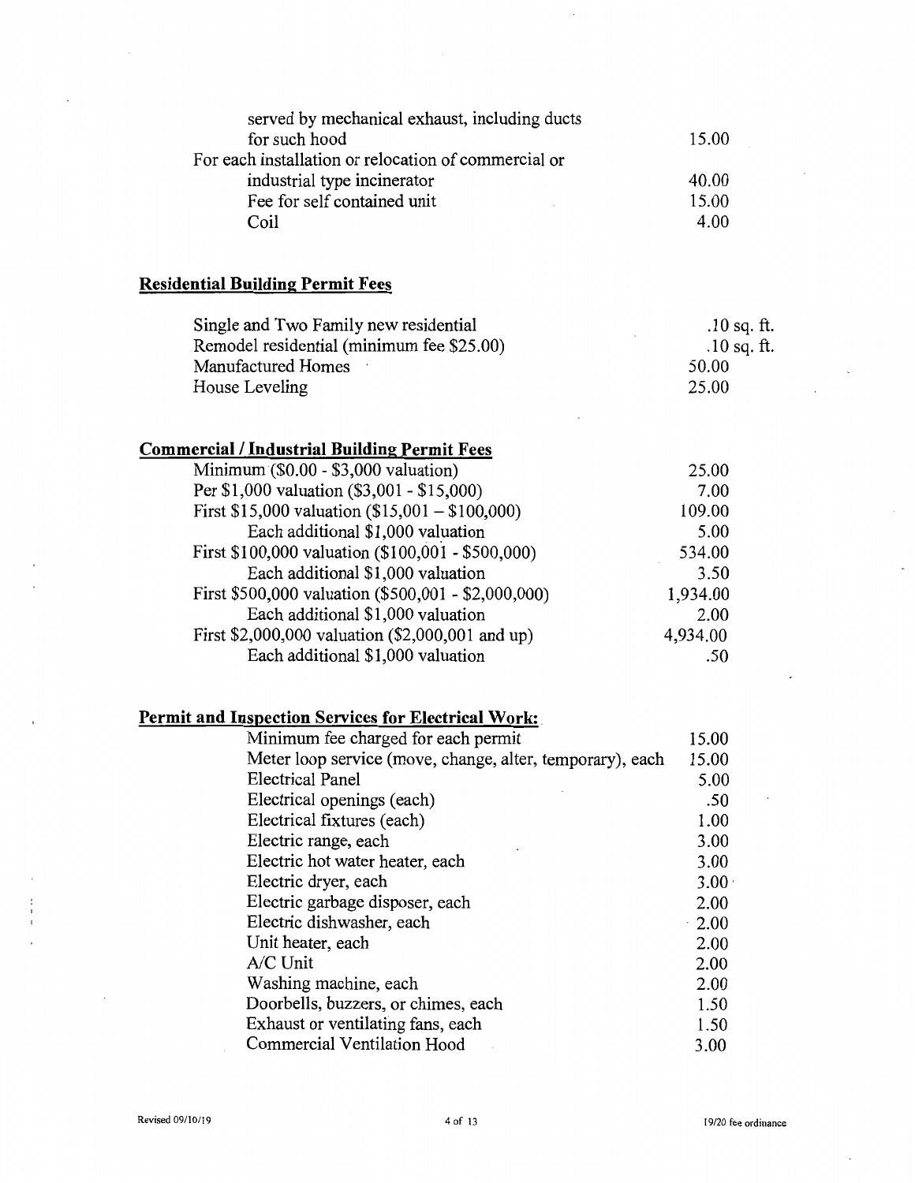| | |
|---|---|
| served by mechanical exhaust, including ducts for such hood | 15.00 |
| For each installation or relocation of commercial or industrial type incinerator | 40.00 |
| Fee for self contained unit | 15.00 |
| Coil | 4.00 |

## Residential Building Permit Fees

| | |
|---|---|
| Single and Two Family new residential | .10 sq. ft. |
| Remodel residential (minimum fee $25.00) | .10 sq. ft. |
| Manufactured Homes | 50.00 |
| House Leveling | 25.00 |

## Commercial / Industrial Building Permit Fees

| | |
|---|---|
| Minimum ($0.00 - $3,000 valuation) | 25.00 |
| Per $1,000 valuation ($3,001 - $15,000) | 7.00 |
| First $15,000 valuation ($15,001 – $100,000) | 109.00 |
| Each additional $1,000 valuation | 5.00 |
| First $100,000 valuation ($100,001 - $500,000) | 534.00 |
| Each additional $1,000 valuation | 3.50 |
| First $500,000 valuation ($500,001 - $2,000,000) | 1,934.00 |
| Each additional $1,000 valuation | 2.00 |
| First $2,000,000 valuation ($2,000,001 and up) | 4,934.00 |
| Each additional $1,000 valuation | .50 |

## Permit and Inspection Services for Electrical Work:

| | |
|---|---|
| Minimum fee charged for each permit | 15.00 |
| Meter loop service (move, change, alter, temporary), each | 15.00 |
| Electrical Panel | 5.00 |
| Electrical openings (each) | .50 |
| Electrical fixtures (each) | 1.00 |
| Electric range, each | 3.00 |
| Electric hot water heater, each | 3.00 |
| Electric dryer, each | 3.00 |
| Electric garbage disposer, each | 2.00 |
| Electric dishwasher, each | 2.00 |
| Unit heater, each | 2.00 |
| A/C Unit | 2.00 |
| Washing machine, each | 2.00 |
| Doorbells, buzzers, or chimes, each | 1.50 |
| Exhaust or ventilating fans, each | 1.50 |
| Commercial Ventilation Hood | 3.00 |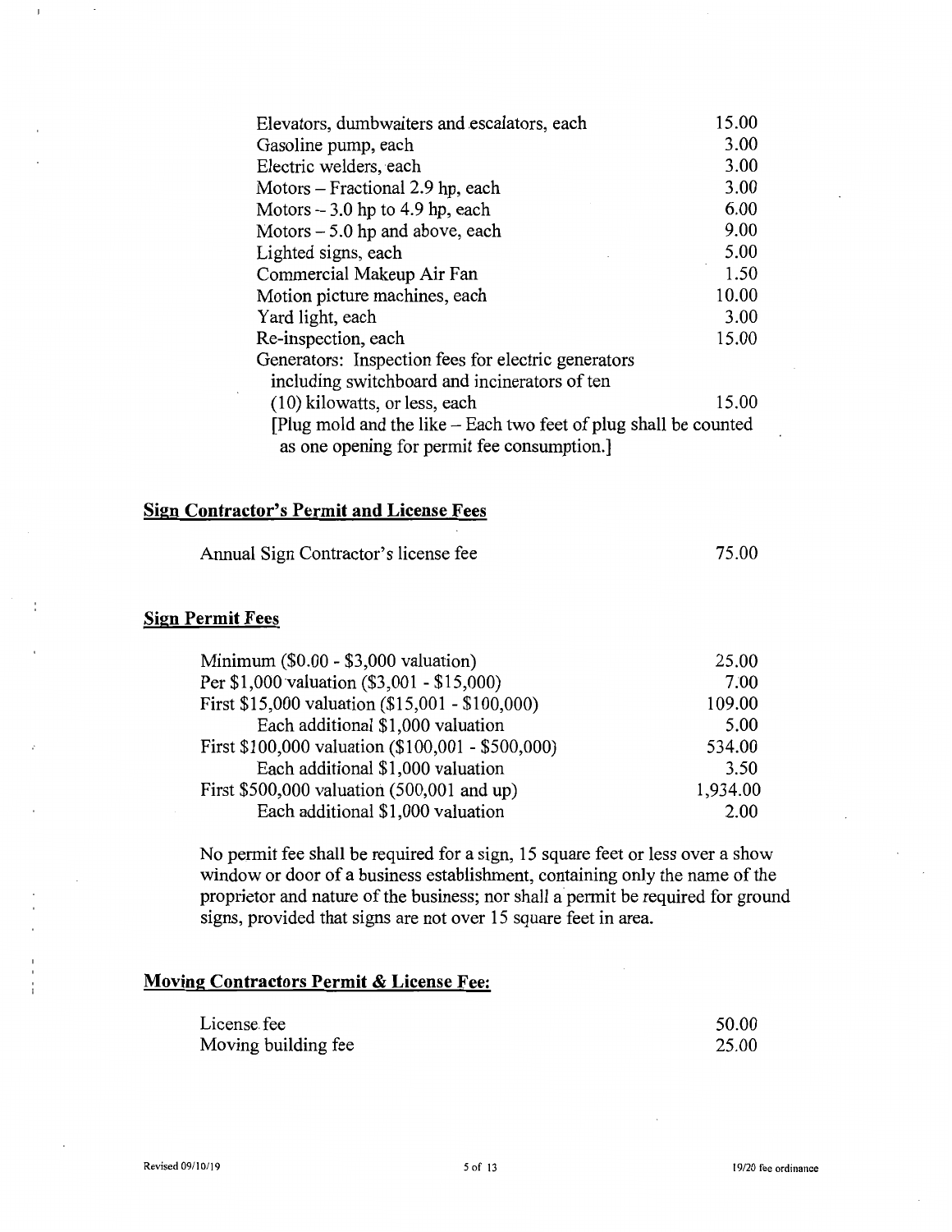| | |
|---|---|
| Elevators, dumbwaiters and escalators, each | 15.00 |
| Gasoline pump, each | 3.00 |
| Electric welders, each | 3.00 |
| Motors – Fractional 2.9 hp, each | 3.00 |
| Motors – 3.0 hp to 4.9 hp, each | 6.00 |
| Motors – 5.0 hp and above, each | 9.00 |
| Lighted signs, each | 5.00 |
| Commercial Makeup Air Fan | 1.50 |
| Motion picture machines, each | 10.00 |
| Yard light, each | 3.00 |
| Re-inspection, each | 15.00 |
| Generators: Inspection fees for electric generators including switchboard and incinerators of ten (10) kilowatts, or less, each | 15.00 |

[Plug mold and the like – Each two feet of plug shall be counted as one opening for permit fee consumption.]

## Sign Contractor's Permit and License Fees

| | |
|---|---|
| Annual Sign Contractor's license fee | 75.00 |

## Sign Permit Fees

| | |
|---|---|
| Minimum ($0.00 - $3,000 valuation) | 25.00 |
| Per $1,000 valuation ($3,001 - $15,000) | 7.00 |
| First $15,000 valuation ($15,001 - $100,000) | 109.00 |
| Each additional $1,000 valuation | 5.00 |
| First $100,000 valuation ($100,001 - $500,000) | 534.00 |
| Each additional $1,000 valuation | 3.50 |
| First $500,000 valuation (500,001 and up) | 1,934.00 |
| Each additional $1,000 valuation | 2.00 |

No permit fee shall be required for a sign, 15 square feet or less over a show window or door of a business establishment, containing only the name of the proprietor and nature of the business; nor shall a permit be required for ground signs, provided that signs are not over 15 square feet in area.

## Moving Contractors Permit & License Fee:

| | |
|---|---|
| License fee | 50.00 |
| Moving building fee | 25.00 |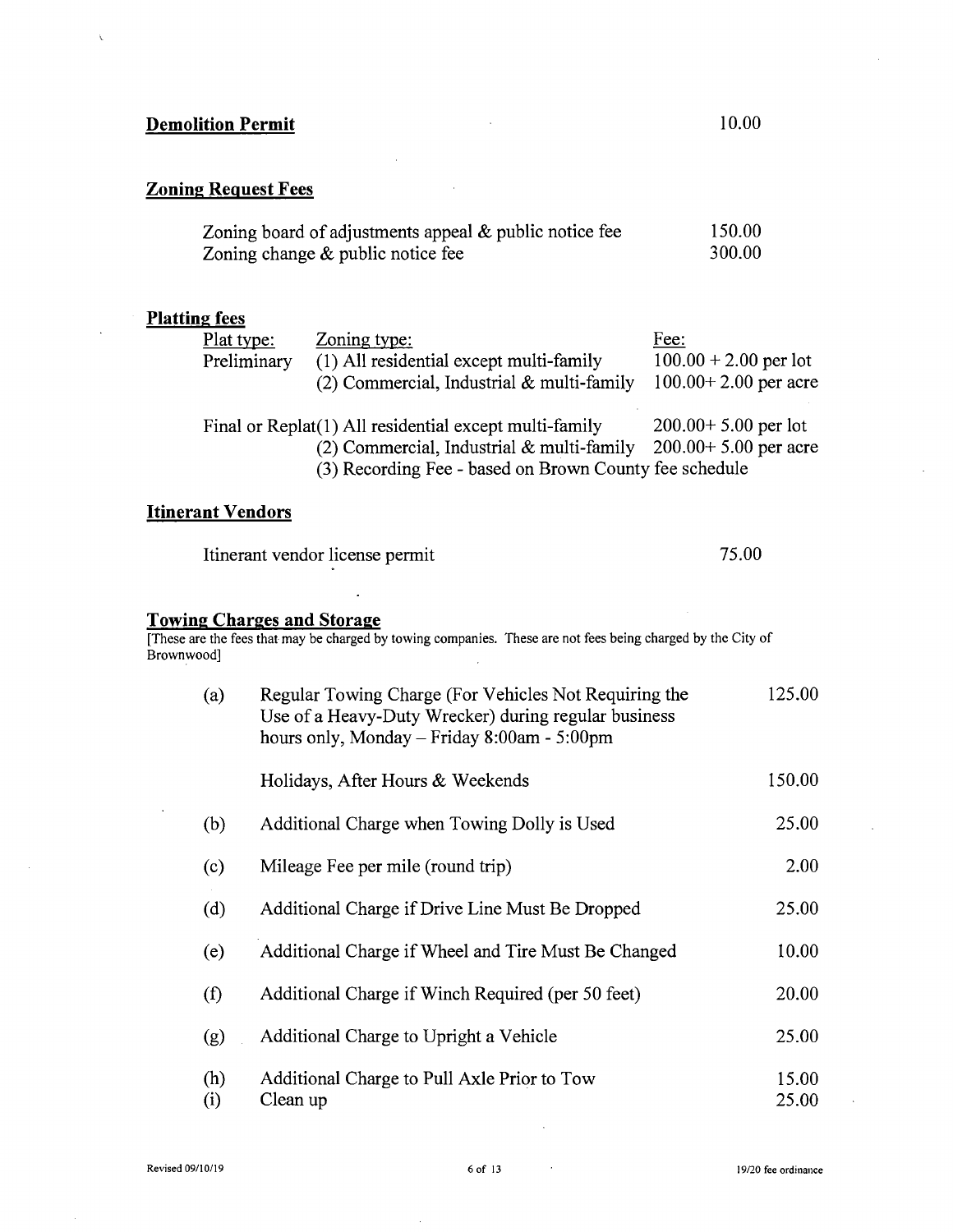## Demolition Permit

| | |
|---|---|
| Demolition Permit | 10.00 |

## Zoning Request Fees

| | |
|---|---|
| Zoning board of adjustments appeal & public notice fee | 150.00 |
| Zoning change & public notice fee | 300.00 |

## Platting fees

| Plat type: | Zoning type: | Fee: |
|---|---|---|
| Preliminary | (1) All residential except multi-family | 100.00 + 2.00 per lot |
| | (2) Commercial, Industrial & multi-family | 100.00+ 2.00 per acre |
| Final or Replat | (1) All residential except multi-family | 200.00+ 5.00 per lot |
| | (2) Commercial, Industrial & multi-family | 200.00+ 5.00 per acre |
| | (3) Recording Fee - based on Brown County fee schedule | |

## Itinerant Vendors

| | |
|---|---|
| Itinerant vendor license permit | 75.00 |

## Towing Charges and Storage

[These are the fees that may be charged by towing companies. These are not fees being charged by the City of Brownwood]

| | | |
|---|---|---|
| (a) | Regular Towing Charge (For Vehicles Not Requiring the Use of a Heavy-Duty Wrecker) during regular business hours only, Monday – Friday 8:00am - 5:00pm | 125.00 |
| | Holidays, After Hours & Weekends | 150.00 |
| (b) | Additional Charge when Towing Dolly is Used | 25.00 |
| (c) | Mileage Fee per mile (round trip) | 2.00 |
| (d) | Additional Charge if Drive Line Must Be Dropped | 25.00 |
| (e) | Additional Charge if Wheel and Tire Must Be Changed | 10.00 |
| (f) | Additional Charge if Winch Required (per 50 feet) | 20.00 |
| (g) | Additional Charge to Upright a Vehicle | 25.00 |
| (h) | Additional Charge to Pull Axle Prior to Tow | 15.00 |
| (i) | Clean up | 25.00 |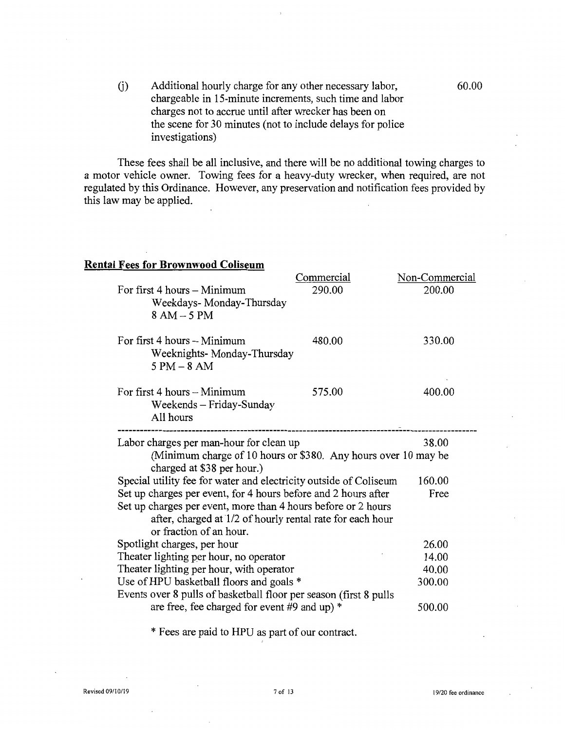(j) Additional hourly charge for any other necessary labor, chargeable in 15-minute increments, such time and labor charges not to accrue until after wrecker has been on the scene for 30 minutes (not to include delays for police investigations) 60.00

These fees shall be all inclusive, and there will be no additional towing charges to a motor vehicle owner. Towing fees for a heavy-duty wrecker, when required, are not regulated by this Ordinance. However, any preservation and notification fees provided by this law may be applied.

**Rental Fees for Brownwood Coliseum**

| | Commercial | Non-Commercial |
|---|---|---|
| For first 4 hours – Minimum<br>Weekdays- Monday-Thursday<br>8 AM – 5 PM | 290.00 | 200.00 |
| For first 4 hours – Minimum<br>Weeknights- Monday-Thursday<br>5 PM – 8 AM | 480.00 | 330.00 |
| For first 4 hours – Minimum<br>Weekends – Friday-Sunday<br>All hours | 575.00 | 400.00 |

| | |
|---|---|
| Labor charges per man-hour for clean up<br>(Minimum charge of 10 hours or $380. Any hours over 10 may be charged at $38 per hour.) | 38.00 |
| Special utility fee for water and electricity outside of Coliseum | 160.00 |
| Set up charges per event, for 4 hours before and 2 hours after | Free |
| Set up charges per event, more than 4 hours before or 2 hours after, charged at 1/2 of hourly rental rate for each hour or fraction of an hour. | |
| Spotlight charges, per hour | 26.00 |
| Theater lighting per hour, no operator | 14.00 |
| Theater lighting per hour, with operator | 40.00 |
| Use of HPU basketball floors and goals * | 300.00 |
| Events over 8 pulls of basketball floor per season (first 8 pulls are free, fee charged for event #9 and up) * | 500.00 |

* Fees are paid to HPU as part of our contract.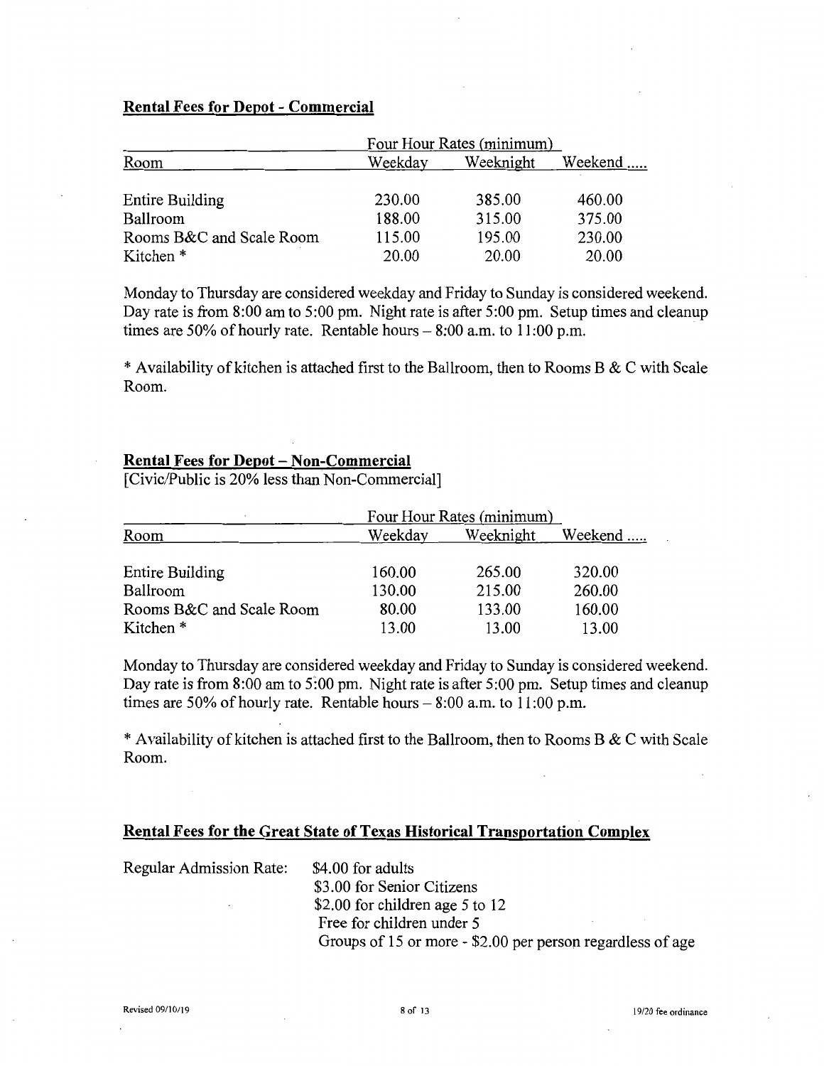## Rental Fees for Depot - Commercial

| Room | Four Hour Rates (minimum) | | |
|---|---|---|---|
| | Weekday | Weeknight | Weekend ..... |
| Entire Building | 230.00 | 385.00 | 460.00 |
| Ballroom | 188.00 | 315.00 | 375.00 |
| Rooms B&C and Scale Room | 115.00 | 195.00 | 230.00 |
| Kitchen * | 20.00 | 20.00 | 20.00 |

Monday to Thursday are considered weekday and Friday to Sunday is considered weekend. Day rate is from 8:00 am to 5:00 pm. Night rate is after 5:00 pm. Setup times and cleanup times are 50% of hourly rate. Rentable hours – 8:00 a.m. to 11:00 p.m.

* Availability of kitchen is attached first to the Ballroom, then to Rooms B & C with Scale Room.

## Rental Fees for Depot – Non-Commercial

[Civic/Public is 20% less than Non-Commercial]

| Room | Four Hour Rates (minimum) | | |
|---|---|---|---|
| | Weekday | Weeknight | Weekend ..... |
| Entire Building | 160.00 | 265.00 | 320.00 |
| Ballroom | 130.00 | 215.00 | 260.00 |
| Rooms B&C and Scale Room | 80.00 | 133.00 | 160.00 |
| Kitchen * | 13.00 | 13.00 | 13.00 |

Monday to Thursday are considered weekday and Friday to Sunday is considered weekend. Day rate is from 8:00 am to 5:00 pm. Night rate is after 5:00 pm. Setup times and cleanup times are 50% of hourly rate. Rentable hours – 8:00 a.m. to 11:00 p.m.

* Availability of kitchen is attached first to the Ballroom, then to Rooms B & C with Scale Room.

## Rental Fees for the Great State of Texas Historical Transportation Complex

Regular Admission Rate:
- $4.00 for adults
- $3.00 for Senior Citizens
- $2.00 for children age 5 to 12
- Free for children under 5
- Groups of 15 or more - $2.00 per person regardless of age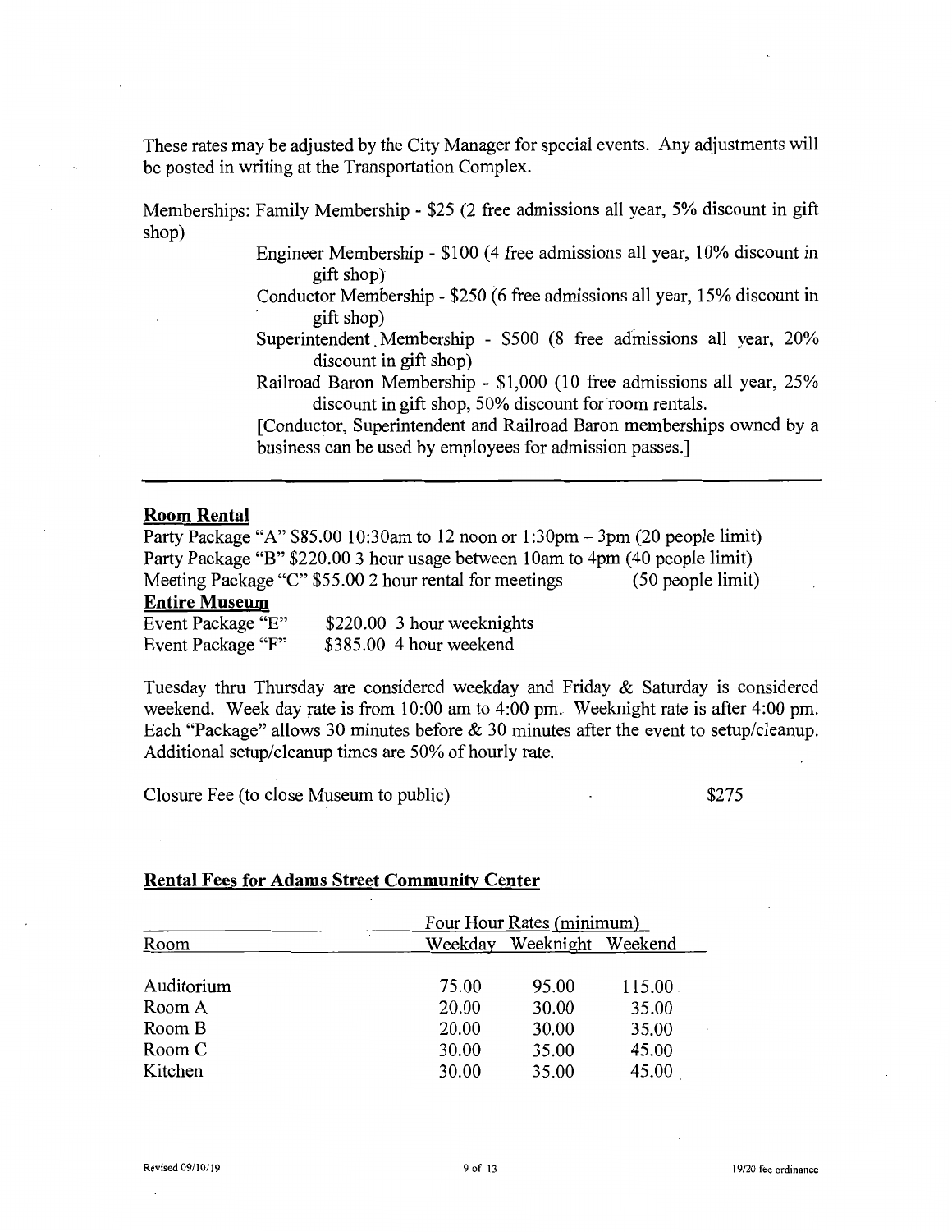These rates may be adjusted by the City Manager for special events. Any adjustments will be posted in writing at the Transportation Complex.

Memberships: Family Membership - $25 (2 free admissions all year, 5% discount in gift shop)

Engineer Membership - $100 (4 free admissions all year, 10% discount in gift shop)

Conductor Membership - $250 (6 free admissions all year, 15% discount in gift shop)

Superintendent Membership - $500 (8 free admissions all year, 20% discount in gift shop)

Railroad Baron Membership - $1,000 (10 free admissions all year, 25% discount in gift shop, 50% discount for room rentals.

[Conductor, Superintendent and Railroad Baron memberships owned by a business can be used by employees for admission passes.]

---

**Room Rental**

Party Package "A" $85.00 10:30am to 12 noon or 1:30pm – 3pm (20 people limit)
Party Package "B" $220.00 3 hour usage between 10am to 4pm (40 people limit)
Meeting Package "C" $55.00 2 hour rental for meetings (50 people limit)

**Entire Museum**

Event Package "E" $220.00 3 hour weeknights
Event Package "F" $385.00 4 hour weekend

Tuesday thru Thursday are considered weekday and Friday & Saturday is considered weekend. Week day rate is from 10:00 am to 4:00 pm. Weeknight rate is after 4:00 pm. Each "Package" allows 30 minutes before & 30 minutes after the event to setup/cleanup. Additional setup/cleanup times are 50% of hourly rate.

Closure Fee (to close Museum to public) $275

**Rental Fees for Adams Street Community Center**

| | Four Hour Rates (minimum) | | |
|---|---|---|---|
| Room | Weekday | Weeknight | Weekend |
| Auditorium | 75.00 | 95.00 | 115.00 |
| Room A | 20.00 | 30.00 | 35.00 |
| Room B | 20.00 | 30.00 | 35.00 |
| Room C | 30.00 | 35.00 | 45.00 |
| Kitchen | 30.00 | 35.00 | 45.00 |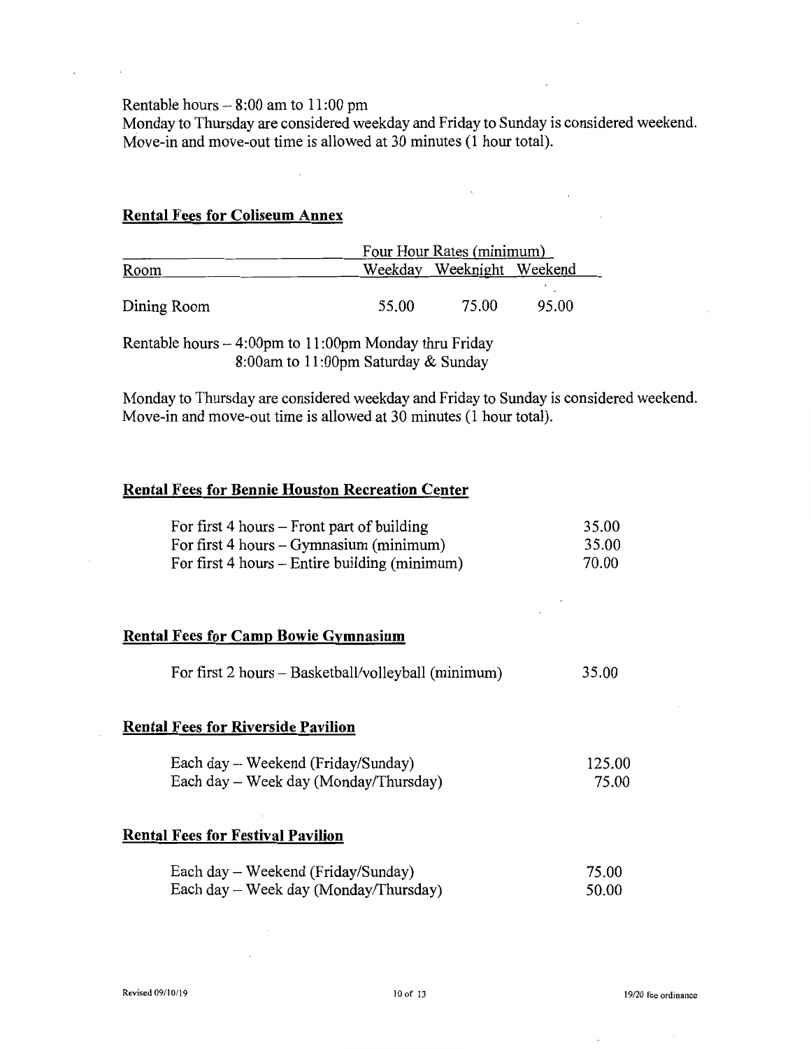Rentable hours – 8:00 am to 11:00 pm
Monday to Thursday are considered weekday and Friday to Sunday is considered weekend.
Move-in and move-out time is allowed at 30 minutes (1 hour total).

**Rental Fees for Coliseum Annex**

| Room | Four Hour Rates (minimum) | | |
|---|---|---|---|
| | Weekday | Weeknight | Weekend |
| Dining Room | 55.00 | 75.00 | 95.00 |

Rentable hours – 4:00pm to 11:00pm Monday thru Friday
8:00am to 11:00pm Saturday & Sunday

Monday to Thursday are considered weekday and Friday to Sunday is considered weekend.
Move-in and move-out time is allowed at 30 minutes (1 hour total).

**Rental Fees for Bennie Houston Recreation Center**

| | |
|---|---|
| For first 4 hours – Front part of building | 35.00 |
| For first 4 hours – Gymnasium (minimum) | 35.00 |
| For first 4 hours – Entire building (minimum) | 70.00 |

**Rental Fees for Camp Bowie Gymnasium**

| | |
|---|---|
| For first 2 hours – Basketball/volleyball (minimum) | 35.00 |

**Rental Fees for Riverside Pavilion**

| | |
|---|---|
| Each day – Weekend (Friday/Sunday) | 125.00 |
| Each day – Week day (Monday/Thursday) | 75.00 |

**Rental Fees for Festival Pavilion**

| | |
|---|---|
| Each day – Weekend (Friday/Sunday) | 75.00 |
| Each day – Week day (Monday/Thursday) | 50.00 |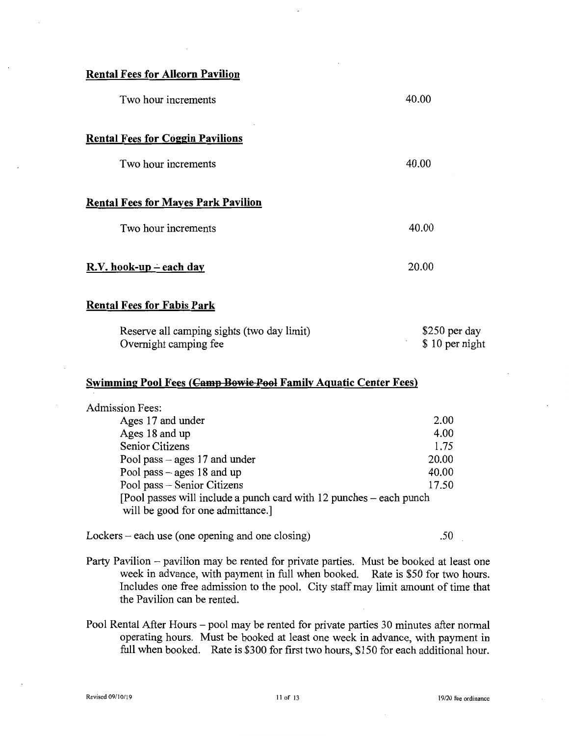**Rental Fees for Allcorn Pavilion**

| | |
|---|---|
| Two hour increments | 40.00 |

**Rental Fees for Coggin Pavilions**

| | |
|---|---|
| Two hour increments | 40.00 |

**Rental Fees for Mayes Park Pavilion**

| | |
|---|---|
| Two hour increments | 40.00 |

**R.V. hook-up – each day** 20.00

**Rental Fees for Fabis Park**

| | |
|---|---|
| Reserve all camping sights (two day limit) | $250 per day |
| Overnight camping fee | $ 10 per night |

**Swimming Pool Fees (~~Camp Bowie Pool~~ Family Aquatic Center Fees)**

Admission Fees:

| | |
|---|---|
| Ages 17 and under | 2.00 |
| Ages 18 and up | 4.00 |
| Senior Citizens | 1.75 |
| Pool pass – ages 17 and under | 20.00 |
| Pool pass – ages 18 and up | 40.00 |
| Pool pass – Senior Citizens | 17.50 |

[Pool passes will include a punch card with 12 punches – each punch will be good for one admittance.]

Lockers – each use (one opening and one closing) .50

Party Pavilion – pavilion may be rented for private parties. Must be booked at least one week in advance, with payment in full when booked. Rate is $50 for two hours. Includes one free admission to the pool. City staff may limit amount of time that the Pavilion can be rented.

Pool Rental After Hours – pool may be rented for private parties 30 minutes after normal operating hours. Must be booked at least one week in advance, with payment in full when booked. Rate is $300 for first two hours, $150 for each additional hour.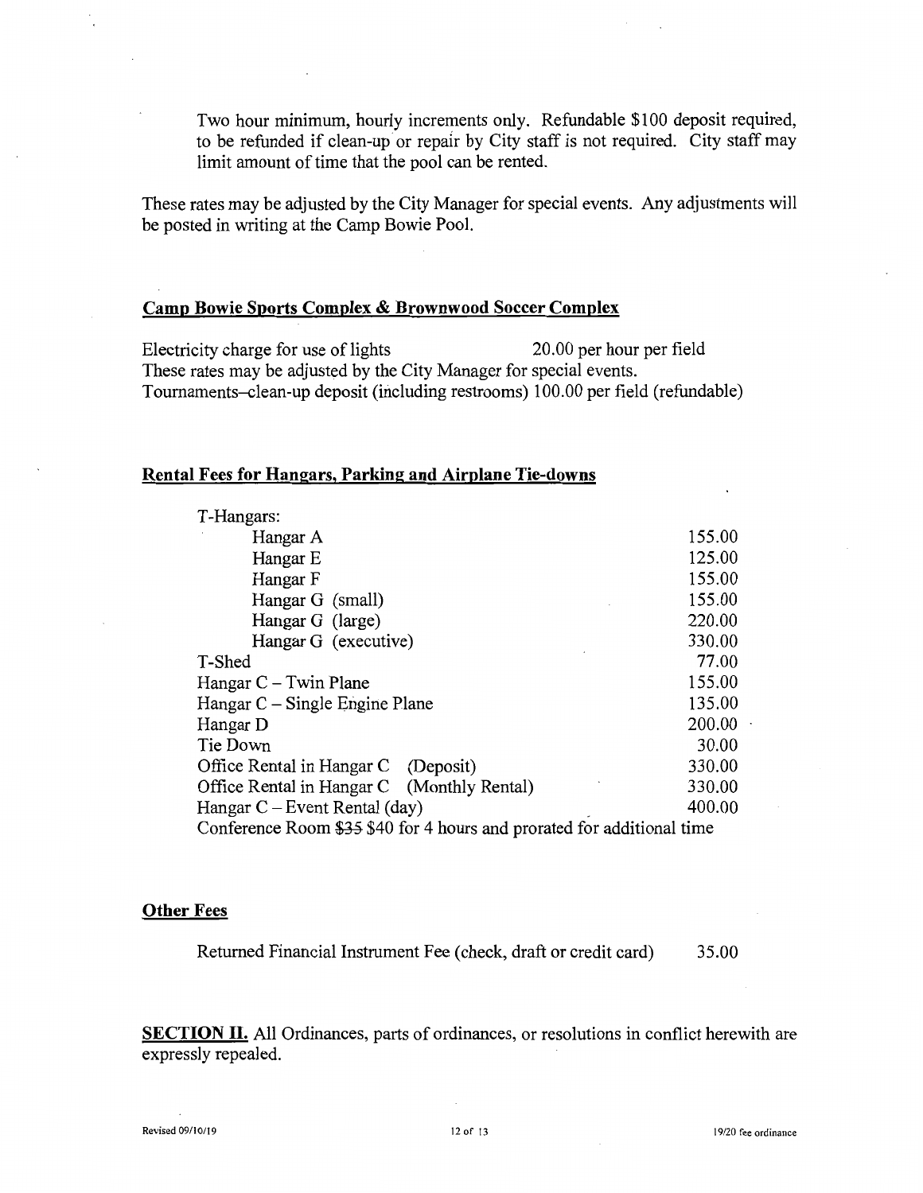Two hour minimum, hourly increments only. Refundable $100 deposit required, to be refunded if clean-up or repair by City staff is not required. City staff may limit amount of time that the pool can be rented.

These rates may be adjusted by the City Manager for special events. Any adjustments will be posted in writing at the Camp Bowie Pool.

**Camp Bowie Sports Complex & Brownwood Soccer Complex**

Electricity charge for use of lights 20.00 per hour per field
These rates may be adjusted by the City Manager for special events.
Tournaments–clean-up deposit (including restrooms) 100.00 per field (refundable)

**Rental Fees for Hangars, Parking and Airplane Tie-downs**

| | |
|---|---|
| T-Hangars: | |
| Hangar A | 155.00 |
| Hangar E | 125.00 |
| Hangar F | 155.00 |
| Hangar G (small) | 155.00 |
| Hangar G (large) | 220.00 |
| Hangar G (executive) | 330.00 |
| T-Shed | 77.00 |
| Hangar C – Twin Plane | 155.00 |
| Hangar C – Single Engine Plane | 135.00 |
| Hangar D | 200.00 |
| Tie Down | 30.00 |
| Office Rental in Hangar C (Deposit) | 330.00 |
| Office Rental in Hangar C (Monthly Rental) | 330.00 |
| Hangar C – Event Rental (day) | 400.00 |

Conference Room ~~$35~~ $40 for 4 hours and prorated for additional time

**Other Fees**

Returned Financial Instrument Fee (check, draft or credit card) 35.00

**SECTION II.** All Ordinances, parts of ordinances, or resolutions in conflict herewith are expressly repealed.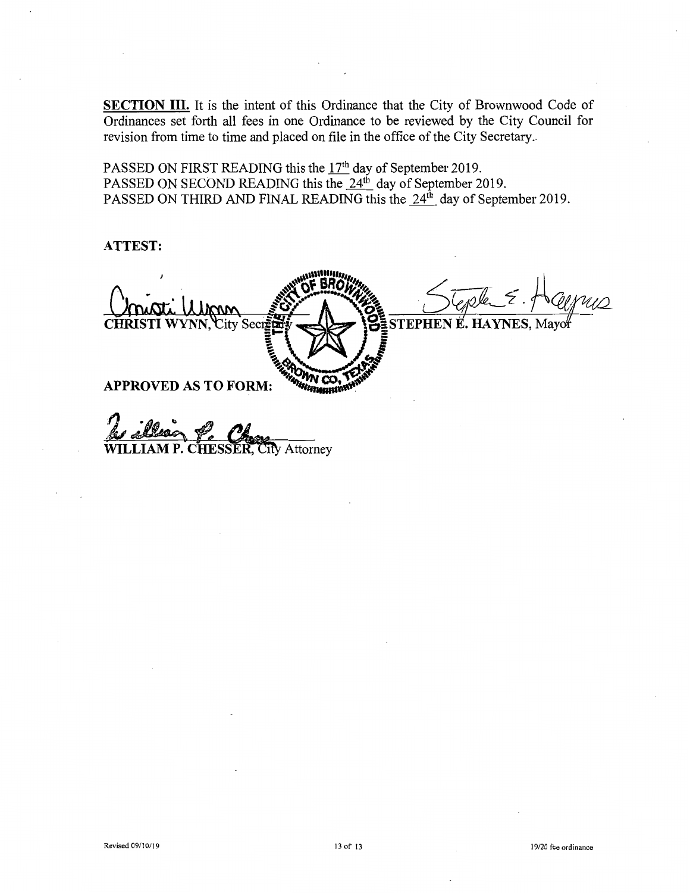**SECTION III.** It is the intent of this Ordinance that the City of Brownwood Code of Ordinances set forth all fees in one Ordinance to be reviewed by the City Council for revision from time to time and placed on file in the office of the City Secretary.

PASSED ON FIRST READING this the 17th day of September 2019.
PASSED ON SECOND READING this the 24th day of September 2019.
PASSED ON THIRD AND FINAL READING this the 24th day of September 2019.

**ATTEST:**

**CHRISTI WYNN**, City Secretary

**STEPHEN E. HAYNES**, Mayor

**APPROVED AS TO FORM:**

**WILLIAM P. CHESSER**, City Attorney

Revised 09/10/19

19/20 fee ordinance